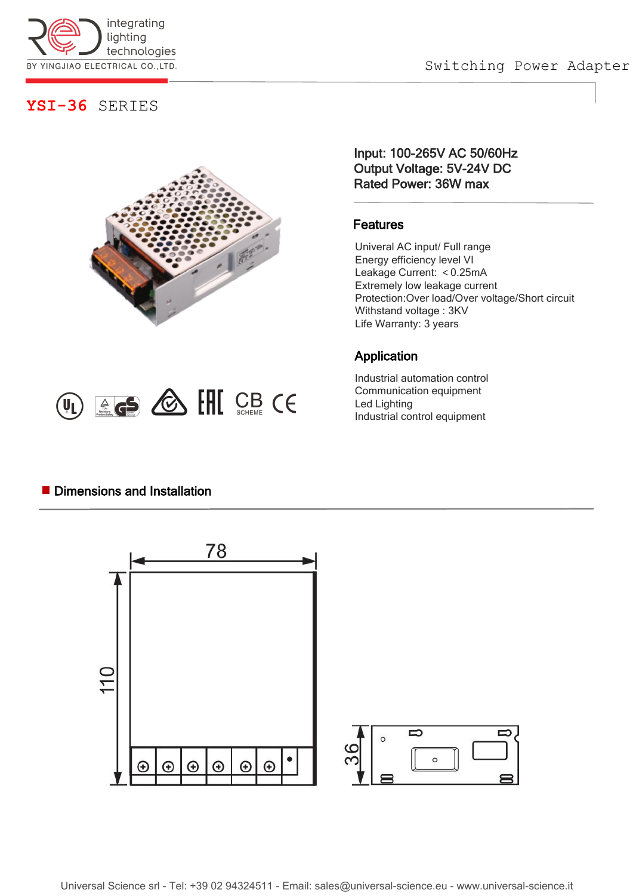integrating lighting technologies

BY YINGJIAO ELECTRICAL CO.,LTD.

Switching Power Adapter

# YSI-36 SERIES

**Input: 100-265V AC 50/60Hz**
**Output Voltage: 5V-24V DC**
**Rated Power: 36W max**

## Features

Univeral AC input/ Full range
Energy efficiency level VI
Leakage Current: < 0.25mA
Extremely low leakage current
Protection:Over load/Over voltage/Short circuit
Withstand voltage : 3KV
Life Warranty: 3 years

## Application

Industrial automation control
Communication equipment
Led Lighting
Industrial control equipment

## Dimensions and Installation

78

110

36

Universal Science srl - Tel: +39 02 94324511 - Email: sales@universal-science.eu - www.universal-science.it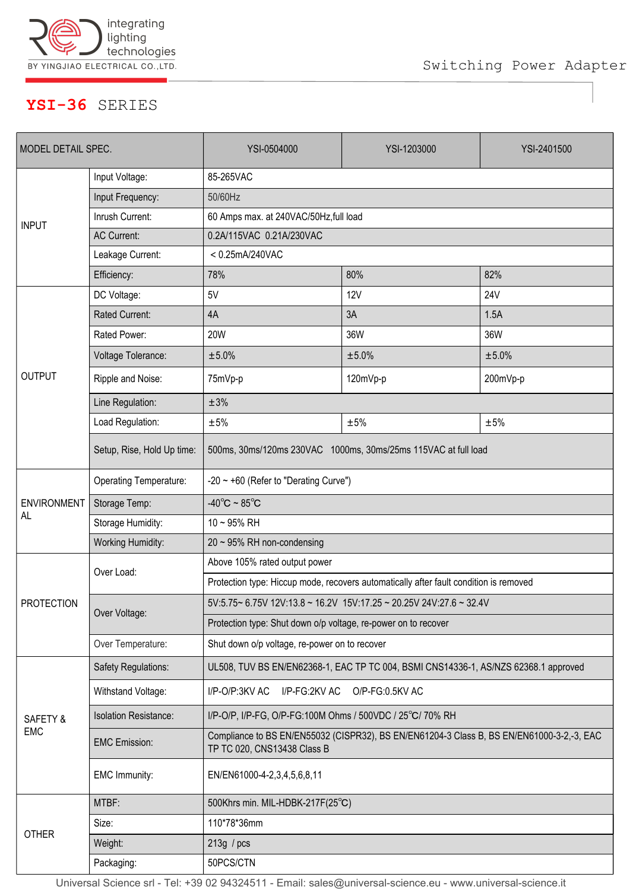# YSI-36 SERIES

Switching Power Adapter

| MODEL DETAIL SPEC. | | YSI-0504000 | YSI-1203000 | YSI-2401500 |
|---|---|---|---|---|
| INPUT | Input Voltage: | 85-265VAC | | |
| | Input Frequency: | 50/60Hz | | |
| | Inrush Current: | 60 Amps max. at 240VAC/50Hz,full load | | |
| | AC Current: | 0.2A/115VAC 0.21A/230VAC | | |
| | Leakage Current: | < 0.25mA/240VAC | | |
| | Efficiency: | 78% | 80% | 82% |
| OUTPUT | DC Voltage: | 5V | 12V | 24V |
| | Rated Current: | 4A | 3A | 1.5A |
| | Rated Power: | 20W | 36W | 36W |
| | Voltage Tolerance: | ±5.0% | ±5.0% | ±5.0% |
| | Ripple and Noise: | 75mVp-p | 120mVp-p | 200mVp-p |
| | Line Regulation: | ±3% | | |
| | Load Regulation: | ±5% | ±5% | ±5% |
| | Setup, Rise, Hold Up time: | 500ms, 30ms/120ms 230VAC 1000ms, 30ms/25ms 115VAC at full load | | |
| ENVIRONMENTAL | Operating Temperature: | -20 ~ +60 (Refer to "Derating Curve") | | |
| | Storage Temp: | -40℃ ~ 85℃ | | |
| | Storage Humidity: | 10 ~ 95% RH | | |
| | Working Humidity: | 20 ~ 95% RH non-condensing | | |
| PROTECTION | Over Load: | Above 105% rated output power | | |
| | | Protection type: Hiccup mode, recovers automatically after fault condition is removed | | |
| | Over Voltage: | 5V:5.75~ 6.75V 12V:13.8 ~ 16.2V 15V:17.25 ~ 20.25V 24V:27.6 ~ 32.4V | | |
| | | Protection type: Shut down o/p voltage, re-power on to recover | | |
| | Over Temperature: | Shut down o/p voltage, re-power on to recover | | |
| SAFETY & EMC | Safety Regulations: | UL508, TUV BS EN/EN62368-1, EAC TP TC 004, BSMI CNS14336-1, AS/NZS 62368.1 approved | | |
| | Withstand Voltage: | I/P-O/P:3KV AC I/P-FG:2KV AC O/P-FG:0.5KV AC | | |
| | Isolation Resistance: | I/P-O/P, I/P-FG, O/P-FG:100M Ohms / 500VDC / 25℃/ 70% RH | | |
| | EMC Emission: | Compliance to BS EN/EN55032 (CISPR32), BS EN/EN61204-3 Class B, BS EN/EN61000-3-2,-3, EAC TP TC 020, CNS13438 Class B | | |
| | EMC Immunity: | EN/EN61000-4-2,3,4,5,6,8,11 | | |
| OTHER | MTBF: | 500Khrs min. MIL-HDBK-217F(25℃) | | |
| | Size: | 110*78*36mm | | |
| | Weight: | 213g / pcs | | |
| | Packaging: | 50PCS/CTN | | |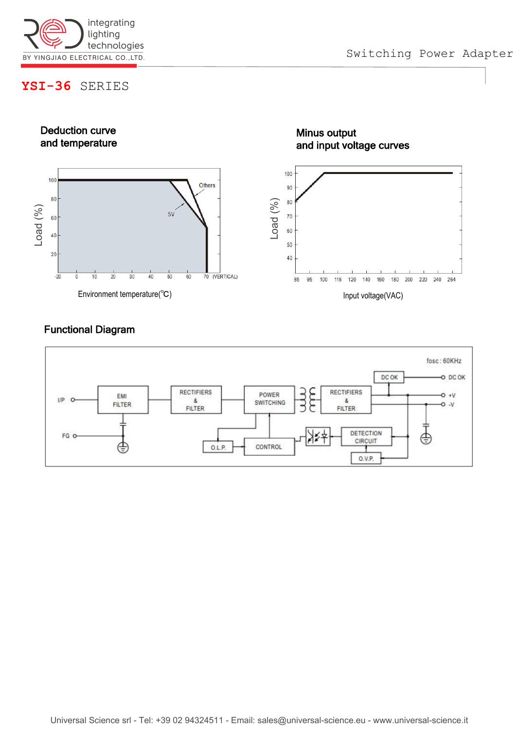# YSI-36 SERIES

## Deduction curve and temperature

Load (%)

100
80
60
40
20

-20 0 10 20 30 40 50 60 70 (VERTICAL)

Others

5V

Environment temperature(℃)

## Minus output and input voltage curves

Load (%)

100
90
80
70
60
50
40

85 95 100 115 120 140 160 180 200 220 240 264

Input voltage(VAC)

## Functional Diagram

fosc : 60KHz

I/P

FG

EMI FILTER

RECTIFIERS & FILTER

POWER SWITCHING

RECTIFIERS & FILTER

DC OK

DC OK

+V

-V

O.L.P.

CONTROL

DETECTION CIRCUIT

O.V.P.

Universal Science srl - Tel: +39 02 94324511 - Email: sales@universal-science.eu - www.universal-science.it